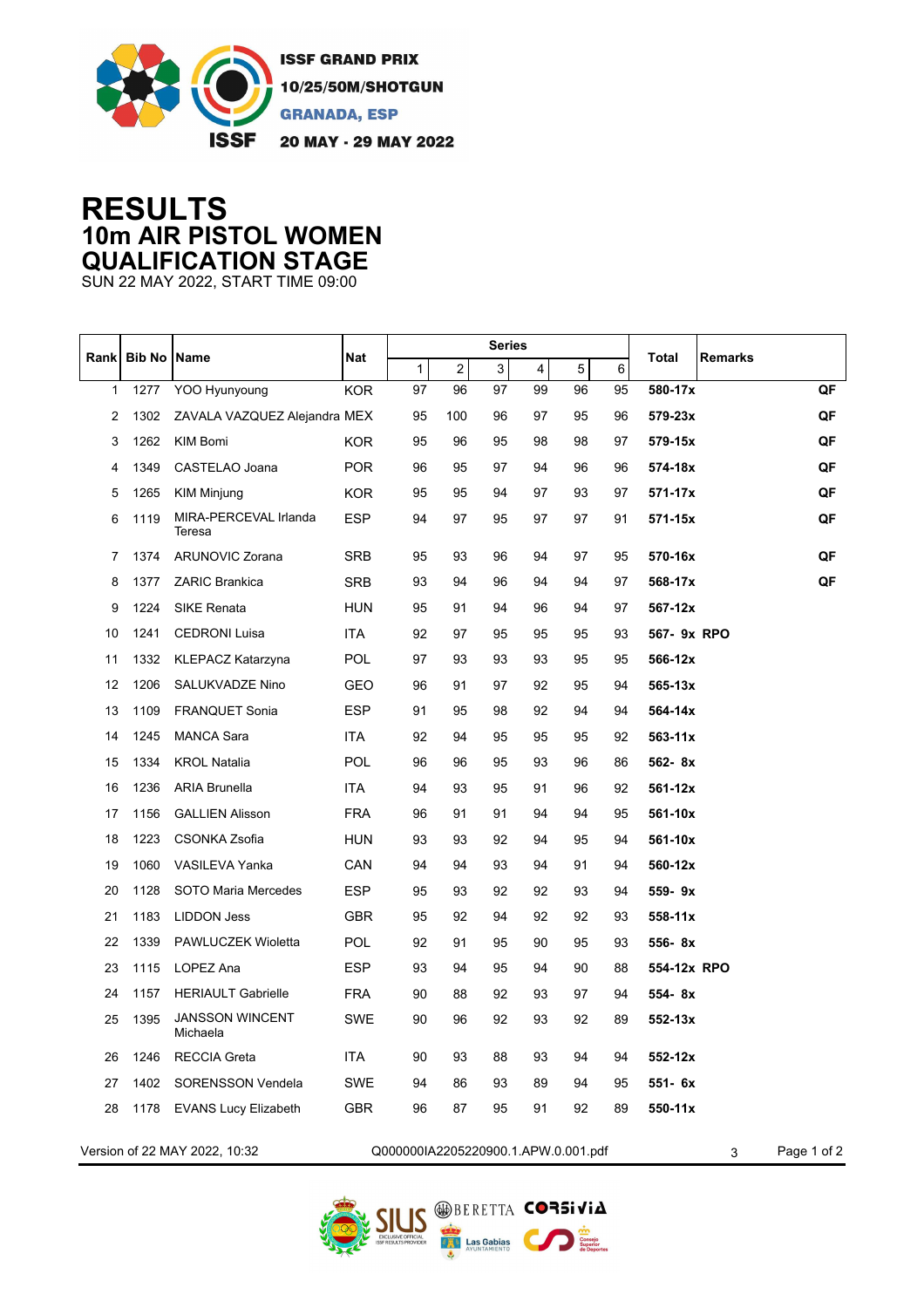ISSF GRAND PRIX
10/25/50M/SHOTGUN
GRANADA, ESP
20 MAY - 29 MAY 2022

# RESULTS
## 10m AIR PISTOL WOMEN
## QUALIFICATION STAGE
SUN 22 MAY 2022, START TIME 09:00

| Rank | Bib No | Name | Nat | Series 1 | 2 | 3 | 4 | 5 | 6 | Total | Remarks | |
|---|---|---|---|---|---|---|---|---|---|---|---|---|
| 1 | 1277 | YOO Hyunyoung | KOR | 97 | 96 | 97 | 99 | 96 | 95 | 580-17x | | QF |
| 2 | 1302 | ZAVALA VAZQUEZ Alejandra | MEX | 95 | 100 | 96 | 97 | 95 | 96 | 579-23x | | QF |
| 3 | 1262 | KIM Bomi | KOR | 95 | 96 | 95 | 98 | 98 | 97 | 579-15x | | QF |
| 4 | 1349 | CASTELAO Joana | POR | 96 | 95 | 97 | 94 | 96 | 96 | 574-18x | | QF |
| 5 | 1265 | KIM Minjung | KOR | 95 | 95 | 94 | 97 | 93 | 97 | 571-17x | | QF |
| 6 | 1119 | MIRA-PERCEVAL Irlanda Teresa | ESP | 94 | 97 | 95 | 97 | 97 | 91 | 571-15x | | QF |
| 7 | 1374 | ARUNOVIC Zorana | SRB | 95 | 93 | 96 | 94 | 97 | 95 | 570-16x | | QF |
| 8 | 1377 | ZARIC Brankica | SRB | 93 | 94 | 96 | 94 | 94 | 97 | 568-17x | | QF |
| 9 | 1224 | SIKE Renata | HUN | 95 | 91 | 94 | 96 | 94 | 97 | 567-12x | | |
| 10 | 1241 | CEDRONI Luisa | ITA | 92 | 97 | 95 | 95 | 95 | 93 | 567- 9x | RPO | |
| 11 | 1332 | KLEPACZ Katarzyna | POL | 97 | 93 | 93 | 93 | 95 | 95 | 566-12x | | |
| 12 | 1206 | SALUKVADZE Nino | GEO | 96 | 91 | 97 | 92 | 95 | 94 | 565-13x | | |
| 13 | 1109 | FRANQUET Sonia | ESP | 91 | 95 | 98 | 92 | 94 | 94 | 564-14x | | |
| 14 | 1245 | MANCA Sara | ITA | 92 | 94 | 95 | 95 | 95 | 92 | 563-11x | | |
| 15 | 1334 | KROL Natalia | POL | 96 | 96 | 95 | 93 | 96 | 86 | 562- 8x | | |
| 16 | 1236 | ARIA Brunella | ITA | 94 | 93 | 95 | 91 | 96 | 92 | 561-12x | | |
| 17 | 1156 | GALLIEN Alisson | FRA | 96 | 91 | 91 | 94 | 94 | 95 | 561-10x | | |
| 18 | 1223 | CSONKA Zsofia | HUN | 93 | 93 | 92 | 94 | 95 | 94 | 561-10x | | |
| 19 | 1060 | VASILEVA Yanka | CAN | 94 | 94 | 93 | 94 | 91 | 94 | 560-12x | | |
| 20 | 1128 | SOTO Maria Mercedes | ESP | 95 | 93 | 92 | 92 | 93 | 94 | 559- 9x | | |
| 21 | 1183 | LIDDON Jess | GBR | 95 | 92 | 94 | 92 | 92 | 93 | 558-11x | | |
| 22 | 1339 | PAWLUCZEK Wioletta | POL | 92 | 91 | 95 | 90 | 95 | 93 | 556- 8x | | |
| 23 | 1115 | LOPEZ Ana | ESP | 93 | 94 | 95 | 94 | 90 | 88 | 554-12x | RPO | |
| 24 | 1157 | HERIAULT Gabrielle | FRA | 90 | 88 | 92 | 93 | 97 | 94 | 554- 8x | | |
| 25 | 1395 | JANSSON WINCENT Michaela | SWE | 90 | 96 | 92 | 93 | 92 | 89 | 552-13x | | |
| 26 | 1246 | RECCIA Greta | ITA | 90 | 93 | 88 | 93 | 94 | 94 | 552-12x | | |
| 27 | 1402 | SORENSSON Vendela | SWE | 94 | 86 | 93 | 89 | 94 | 95 | 551- 6x | | |
| 28 | 1178 | EVANS Lucy Elizabeth | GBR | 96 | 87 | 95 | 91 | 92 | 89 | 550-11x | | |

Version of 22 MAY 2022, 10:32 Q000000IA2205220900.1.APW.0.001.pdf 3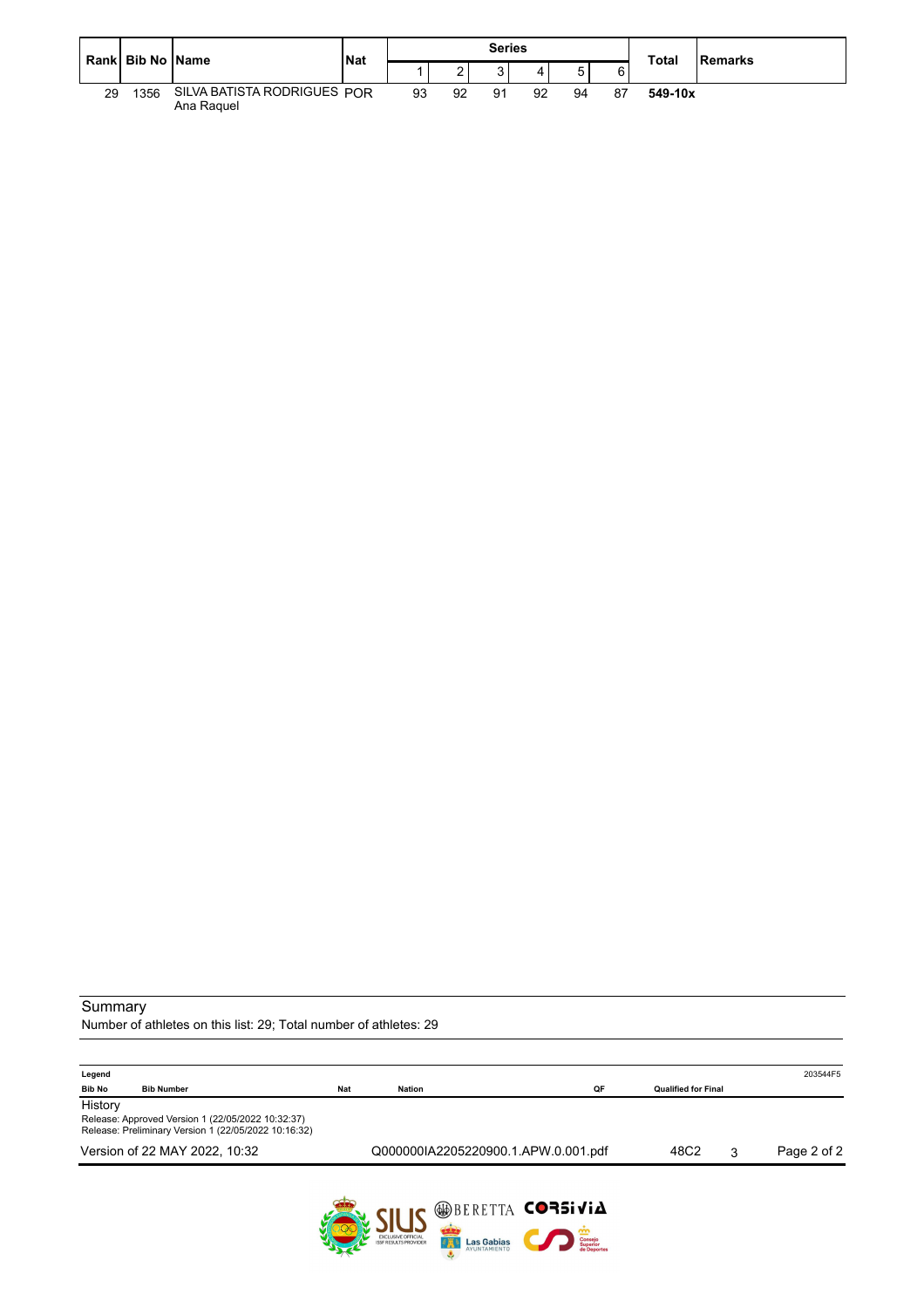| Rank | Bib No | Name | Nat | Series | | | | | | Total | Remarks |
|---|---|---|---|---|---|---|---|---|---|---|---|
| | | | | 1 | 2 | 3 | 4 | 5 | 6 | | |
| 29 | 1356 | SILVA BATISTA RODRIGUES Ana Raquel | POR | 93 | 92 | 91 | 92 | 94 | 87 | **549-10x** | |

## Summary

Number of athletes on this list: 29; Total number of athletes: 29

**Legend**

| **Bib No** | **Bib Number** | **Nat** | **Nation** | **QF** | **Qualified for Final** |
|---|---|---|---|---|---|

History

Release: Approved Version 1 (22/05/2022 10:32:37)
Release: Preliminary Version 1 (22/05/2022 10:16:32)

Version of 22 MAY 2022, 10:32 — Q000000IA2205220900.1.APW.0.001.pdf — 48C2 — 3